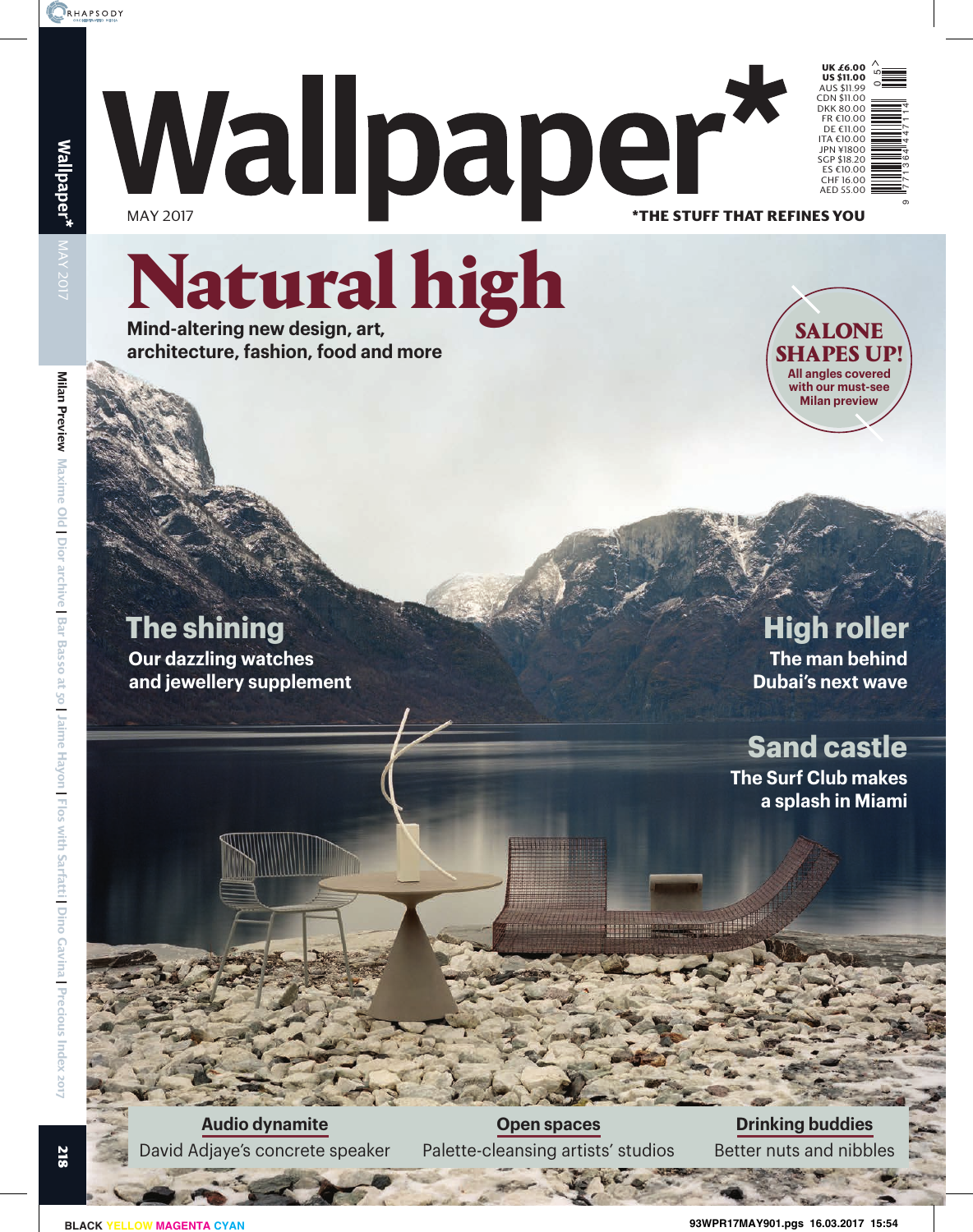# Wallpaper*

MAY 2017

*THE STUFF THAT REFINES YOU

UK £6.00
US $11.00
AUS $11.99
CDN $11.00
DKK 80.00
FR €10.00
DE €11.00
ITA €10.00
JPN ¥1800
SGP $18.20
ES €10.00
CHF 16.00
AED 55.00

## Natural high

**Mind-altering new design, art, architecture, fashion, food and more**

**SALONE SHAPES UP!**
All angles covered with our must-see Milan preview

### The shining

**Our dazzling watches and jewellery supplement**

### High roller

**The man behind Dubai's next wave**

### Sand castle

**The Surf Club makes a splash in Miami**

**Audio dynamite**
David Adjaye's concrete speaker

**Open spaces**
Palette-cleansing artists' studios

**Drinking buddies**
Better nuts and nibbles

Wallpaper* MAY 2017

Milan Preview | Maxime Old | Dior archive | Bar Basso at 50 | Jaime Hayon | Flos with Sarfatti | Dino Gavina | Precious Index 2017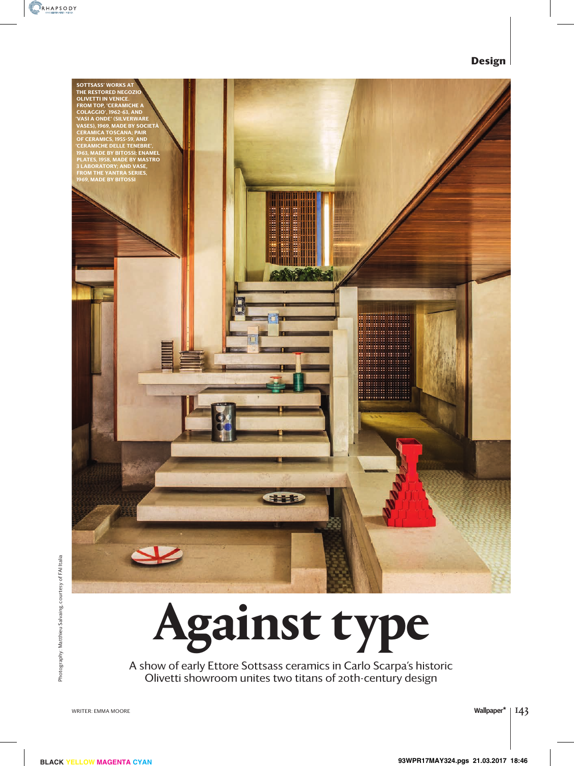SOTTSASS' WORKS AT THE RESTORED NEGOZIO OLIVETTI IN VENICE. FROM TOP, 'CERAMICHE A COLAGGIO', 1962-63, AND 'VASI A ONDE' (SILVERWARE VASES), 1969, MADE BY SOCIETÀ CERAMICA TOSCANA; PAIR OF CERAMICS, 1955-59, AND 'CERAMICHE DELLE TENEBRE', 1963, MADE BY BITOSSI; ENAMEL PLATES, 1958, MADE BY MASTRO 3 LABORATORY; AND VASE, FROM THE YANTRA SERIES, 1969, MADE BY BITOSSI

Photography: Matthieu Salvaing, courtesy of FAI Italia

# Against type

A show of early Ettore Sottsass ceramics in Carlo Scarpa's historic Olivetti showroom unites two titans of 20th-century design

WRITER: EMMA MOORE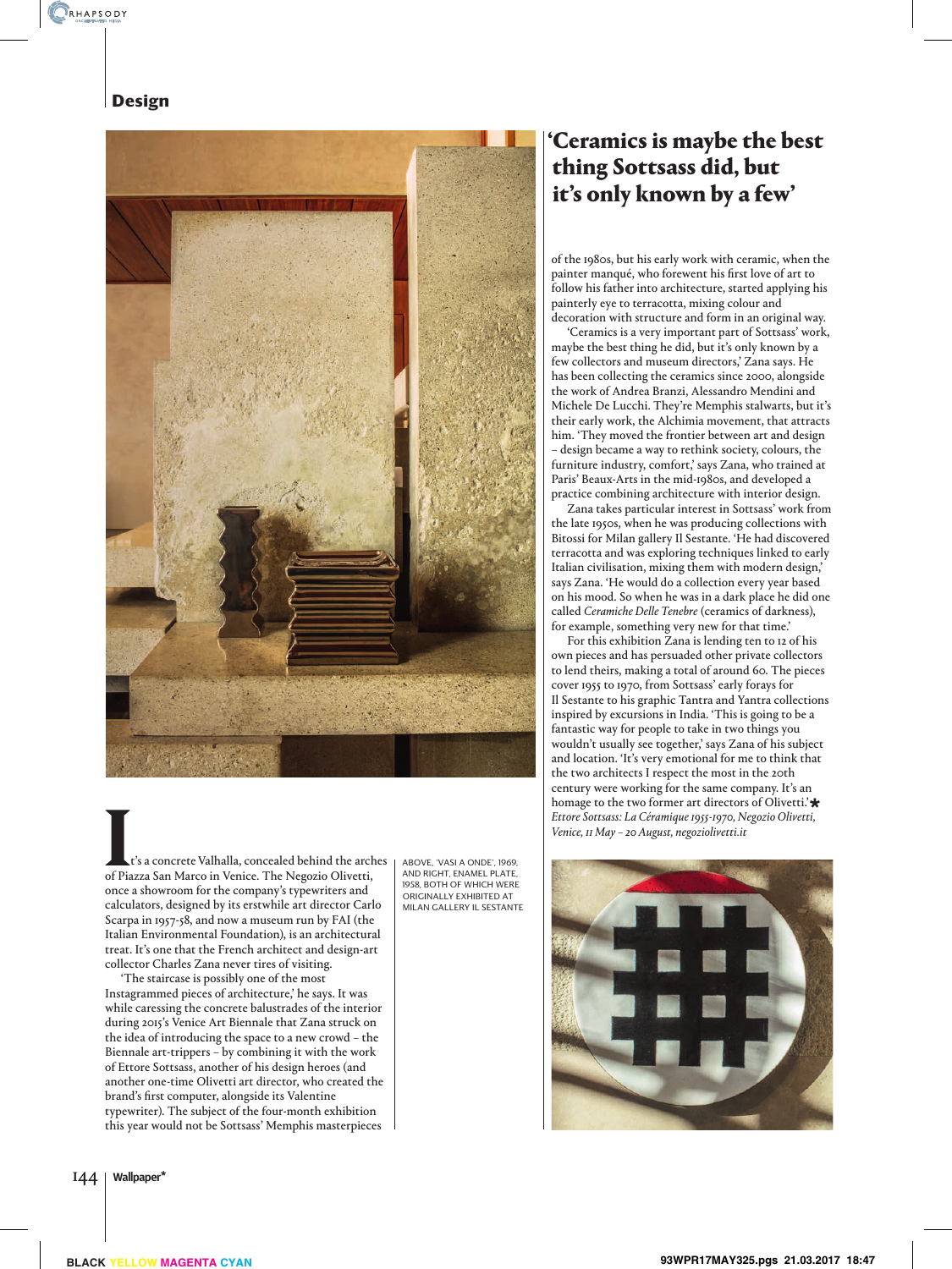## Design

# 'Ceramics is maybe the best thing Sottsass did, but it's only known by a few'

It's a concrete Valhalla, concealed behind the arches of Piazza San Marco in Venice. The Negozio Olivetti, once a showroom for the company's typewriters and calculators, designed by its erstwhile art director Carlo Scarpa in 1957-58, and now a museum run by FAI (the Italian Environmental Foundation), is an architectural treat. It's one that the French architect and design-art collector Charles Zana never tires of visiting.

'The staircase is possibly one of the most Instagrammed pieces of architecture,' he says. It was while caressing the concrete balustrades of the interior during 2015's Venice Art Biennale that Zana struck on the idea of introducing the space to a new crowd – the Biennale art-trippers – by combining it with the work of Ettore Sottsass, another of his design heroes (and another one-time Olivetti art director, who created the brand's first computer, alongside its Valentine typewriter). The subject of the four-month exhibition this year would not be Sottsass' Memphis masterpieces of the 1980s, but his early work with ceramic, when the painter manqué, who forewent his first love of art to follow his father into architecture, started applying his painterly eye to terracotta, mixing colour and decoration with structure and form in an original way.

'Ceramics is a very important part of Sottsass' work, maybe the best thing he did, but it's only known by a few collectors and museum directors,' Zana says. He has been collecting the ceramics since 2000, alongside the work of Andrea Branzi, Alessandro Mendini and Michele De Lucchi. They're Memphis stalwarts, but it's their early work, the Alchimia movement, that attracts him. 'They moved the frontier between art and design – design became a way to rethink society, colours, the furniture industry, comfort,' says Zana, who trained at Paris' Beaux-Arts in the mid-1980s, and developed a practice combining architecture with interior design.

Zana takes particular interest in Sottsass' work from the late 1950s, when he was producing collections with Bitossi for Milan gallery Il Sestante. 'He had discovered terracotta and was exploring techniques linked to early Italian civilisation, mixing them with modern design,' says Zana. 'He would do a collection every year based on his mood. So when he was in a dark place he did one called *Ceramiche Delle Tenebre* (ceramics of darkness), for example, something very new for that time.'

For this exhibition Zana is lending ten to 12 of his own pieces and has persuaded other private collectors to lend theirs, making a total of around 60. The pieces cover 1955 to 1970, from Sottsass' early forays for Il Sestante to his graphic Tantra and Yantra collections inspired by excursions in India. 'This is going to be a fantastic way for people to take in two things you wouldn't usually see together,' says Zana of his subject and location. 'It's very emotional for me to think that the two architects I respect the most in the 20th century were working for the same company. It's an homage to the two former art directors of Olivetti.' ✱

*Ettore Sottsass: La Céramique 1955-1970, Negozio Olivetti, Venice, 11 May – 20 August, negoziolivetti.it*

ABOVE, 'VASI A ONDE', 1969, AND RIGHT, ENAMEL PLATE, 1958, BOTH OF WHICH WERE ORIGINALLY EXHIBITED AT MILAN GALLERY IL SESTANTE